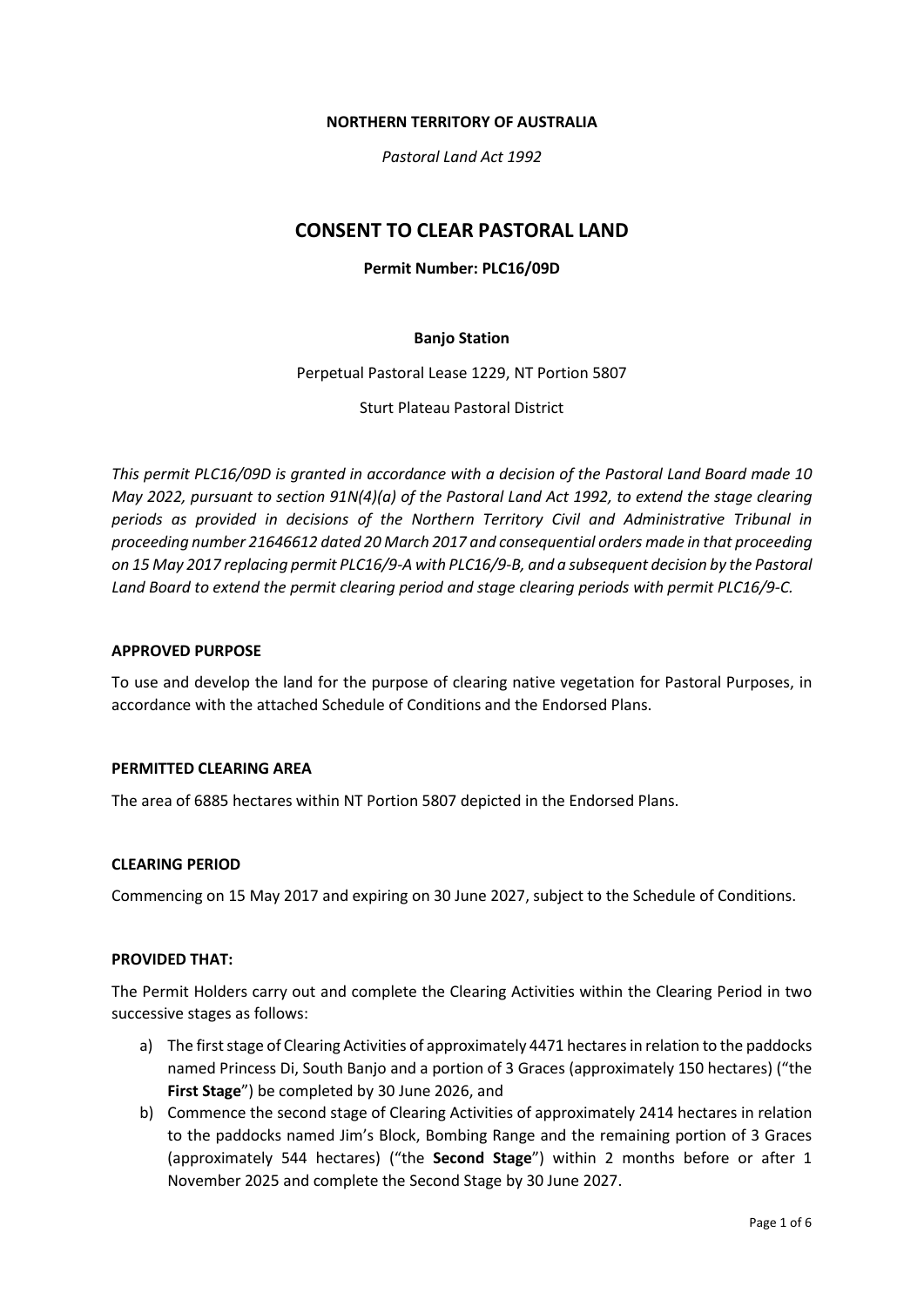**NORTHERN TERRITORY OF AUSTRALIA**

*Pastoral Land Act 1992*

# CONSENT TO CLEAR PASTORAL LAND

**Permit Number: PLC16/09D**

**Banjo Station**

Perpetual Pastoral Lease 1229, NT Portion 5807

Sturt Plateau Pastoral District

*This permit PLC16/09D is granted in accordance with a decision of the Pastoral Land Board made 10 May 2022, pursuant to section 91N(4)(a) of the Pastoral Land Act 1992, to extend the stage clearing periods as provided in decisions of the Northern Territory Civil and Administrative Tribunal in proceeding number 21646612 dated 20 March 2017 and consequential orders made in that proceeding on 15 May 2017 replacing permit PLC16/9-A with PLC16/9-B, and a subsequent decision by the Pastoral Land Board to extend the permit clearing period and stage clearing periods with permit PLC16/9-C.*

## APPROVED PURPOSE

To use and develop the land for the purpose of clearing native vegetation for Pastoral Purposes, in accordance with the attached Schedule of Conditions and the Endorsed Plans.

## PERMITTED CLEARING AREA

The area of 6885 hectares within NT Portion 5807 depicted in the Endorsed Plans.

## CLEARING PERIOD

Commencing on 15 May 2017 and expiring on 30 June 2027, subject to the Schedule of Conditions.

## PROVIDED THAT:

The Permit Holders carry out and complete the Clearing Activities within the Clearing Period in two successive stages as follows:

a) The first stage of Clearing Activities of approximately 4471 hectares in relation to the paddocks named Princess Di, South Banjo and a portion of 3 Graces (approximately 150 hectares) ("the **First Stage**") be completed by 30 June 2026, and

b) Commence the second stage of Clearing Activities of approximately 2414 hectares in relation to the paddocks named Jim's Block, Bombing Range and the remaining portion of 3 Graces (approximately 544 hectares) ("the **Second Stage**") within 2 months before or after 1 November 2025 and complete the Second Stage by 30 June 2027.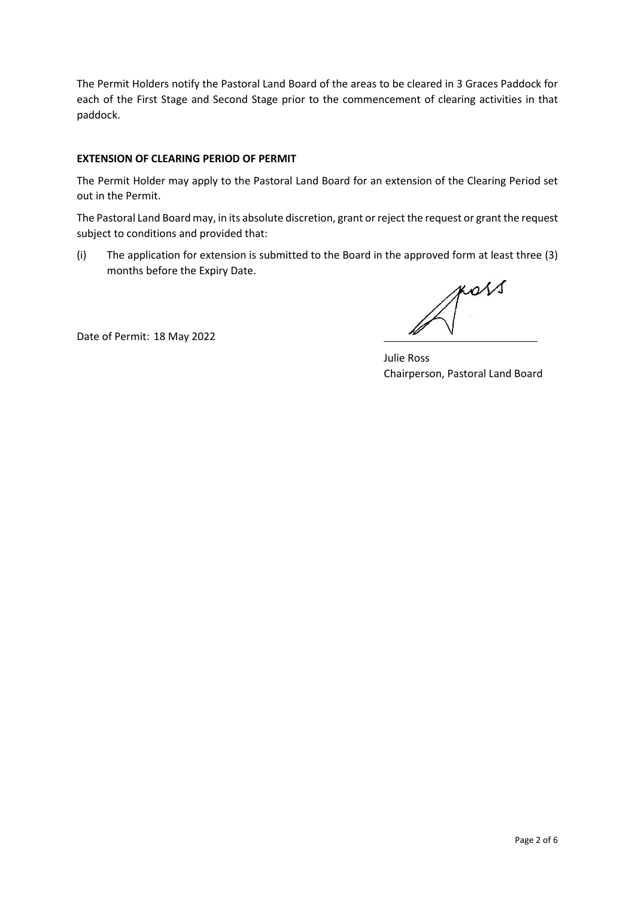The Permit Holders notify the Pastoral Land Board of the areas to be cleared in 3 Graces Paddock for each of the First Stage and Second Stage prior to the commencement of clearing activities in that paddock.

**EXTENSION OF CLEARING PERIOD OF PERMIT**

The Permit Holder may apply to the Pastoral Land Board for an extension of the Clearing Period set out in the Permit.

The Pastoral Land Board may, in its absolute discretion, grant or reject the request or grant the request subject to conditions and provided that:

(i) The application for extension is submitted to the Board in the approved form at least three (3) months before the Expiry Date.

Date of Permit: 18 May 2022

Julie Ross
Chairperson, Pastoral Land Board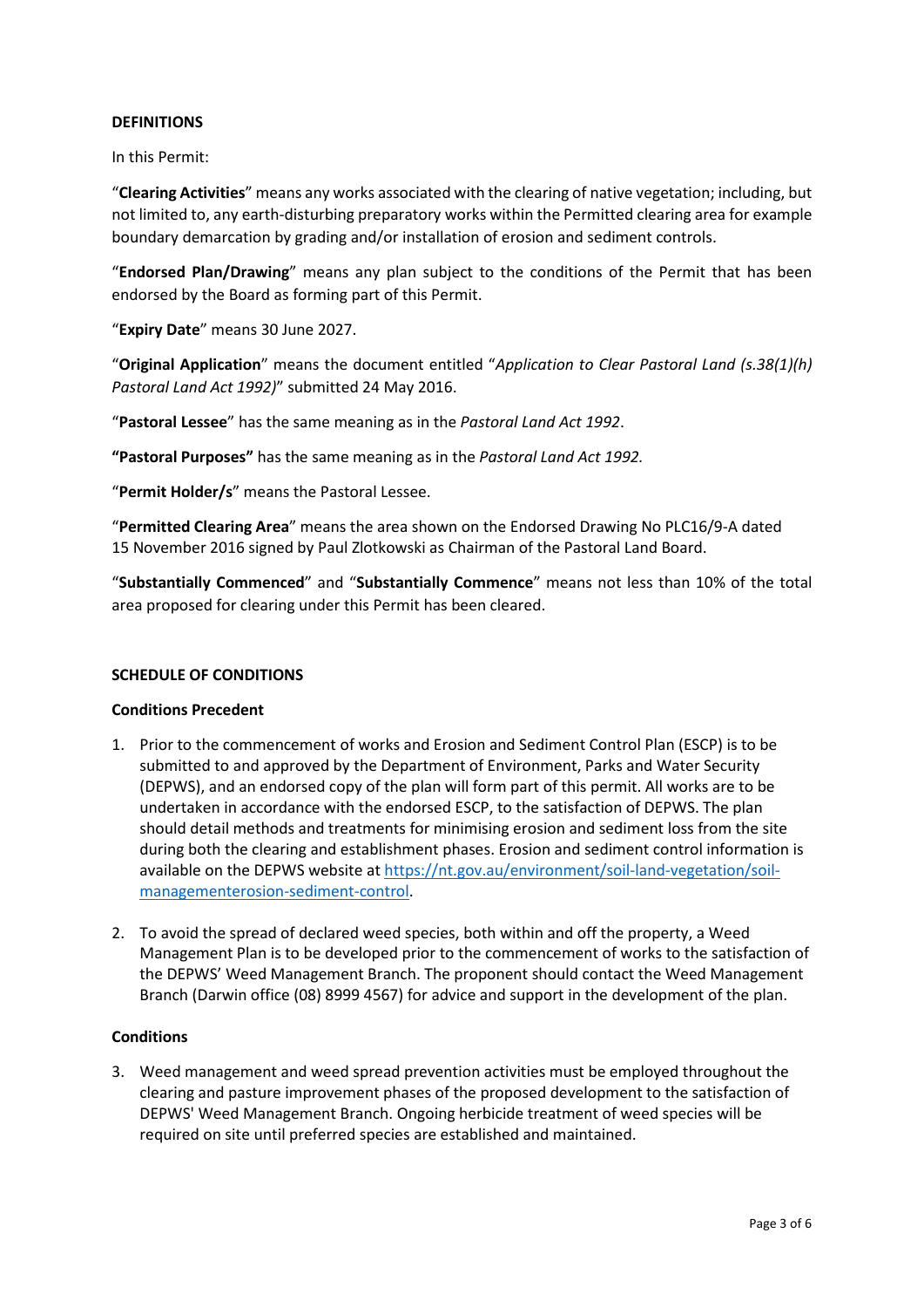**DEFINITIONS**

In this Permit:

"**Clearing Activities**" means any works associated with the clearing of native vegetation; including, but not limited to, any earth-disturbing preparatory works within the Permitted clearing area for example boundary demarcation by grading and/or installation of erosion and sediment controls.

"**Endorsed Plan/Drawing**" means any plan subject to the conditions of the Permit that has been endorsed by the Board as forming part of this Permit.

"**Expiry Date**" means 30 June 2027.

"**Original Application**" means the document entitled "*Application to Clear Pastoral Land (s.38(1)(h) Pastoral Land Act 1992)*" submitted 24 May 2016.

"**Pastoral Lessee**" has the same meaning as in the *Pastoral Land Act 1992*.

**"Pastoral Purposes"** has the same meaning as in the *Pastoral Land Act 1992.*

"**Permit Holder/s**" means the Pastoral Lessee.

"**Permitted Clearing Area**" means the area shown on the Endorsed Drawing No PLC16/9-A dated 15 November 2016 signed by Paul Zlotkowski as Chairman of the Pastoral Land Board.

"**Substantially Commenced**" and "**Substantially Commence**" means not less than 10% of the total area proposed for clearing under this Permit has been cleared.

**SCHEDULE OF CONDITIONS**

**Conditions Precedent**

1. Prior to the commencement of works and Erosion and Sediment Control Plan (ESCP) is to be submitted to and approved by the Department of Environment, Parks and Water Security (DEPWS), and an endorsed copy of the plan will form part of this permit. All works are to be undertaken in accordance with the endorsed ESCP, to the satisfaction of DEPWS. The plan should detail methods and treatments for minimising erosion and sediment loss from the site during both the clearing and establishment phases. Erosion and sediment control information is available on the DEPWS website at [https://nt.gov.au/environment/soil-land-vegetation/soil-managementerosion-sediment-control](https://nt.gov.au/environment/soil-land-vegetation/soil-managementerosion-sediment-control).

2. To avoid the spread of declared weed species, both within and off the property, a Weed Management Plan is to be developed prior to the commencement of works to the satisfaction of the DEPWS' Weed Management Branch. The proponent should contact the Weed Management Branch (Darwin office (08) 8999 4567) for advice and support in the development of the plan.

**Conditions**

3. Weed management and weed spread prevention activities must be employed throughout the clearing and pasture improvement phases of the proposed development to the satisfaction of DEPWS' Weed Management Branch. Ongoing herbicide treatment of weed species will be required on site until preferred species are established and maintained.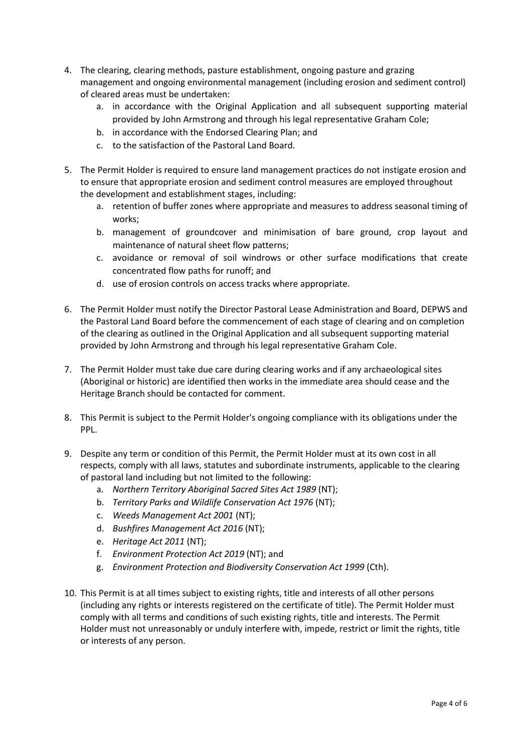4. The clearing, clearing methods, pasture establishment, ongoing pasture and grazing management and ongoing environmental management (including erosion and sediment control) of cleared areas must be undertaken:
   a. in accordance with the Original Application and all subsequent supporting material provided by John Armstrong and through his legal representative Graham Cole;
   b. in accordance with the Endorsed Clearing Plan; and
   c. to the satisfaction of the Pastoral Land Board.

5. The Permit Holder is required to ensure land management practices do not instigate erosion and to ensure that appropriate erosion and sediment control measures are employed throughout the development and establishment stages, including:
   a. retention of buffer zones where appropriate and measures to address seasonal timing of works;
   b. management of groundcover and minimisation of bare ground, crop layout and maintenance of natural sheet flow patterns;
   c. avoidance or removal of soil windrows or other surface modifications that create concentrated flow paths for runoff; and
   d. use of erosion controls on access tracks where appropriate.

6. The Permit Holder must notify the Director Pastoral Lease Administration and Board, DEPWS and the Pastoral Land Board before the commencement of each stage of clearing and on completion of the clearing as outlined in the Original Application and all subsequent supporting material provided by John Armstrong and through his legal representative Graham Cole.

7. The Permit Holder must take due care during clearing works and if any archaeological sites (Aboriginal or historic) are identified then works in the immediate area should cease and the Heritage Branch should be contacted for comment.

8. This Permit is subject to the Permit Holder's ongoing compliance with its obligations under the PPL.

9. Despite any term or condition of this Permit, the Permit Holder must at its own cost in all respects, comply with all laws, statutes and subordinate instruments, applicable to the clearing of pastoral land including but not limited to the following:
   a. *Northern Territory Aboriginal Sacred Sites Act 1989* (NT);
   b. *Territory Parks and Wildlife Conservation Act 1976* (NT);
   c. *Weeds Management Act 2001* (NT);
   d. *Bushfires Management Act 2016* (NT);
   e. *Heritage Act 2011* (NT);
   f. *Environment Protection Act 2019* (NT); and
   g. *Environment Protection and Biodiversity Conservation Act 1999* (Cth).

10. This Permit is at all times subject to existing rights, title and interests of all other persons (including any rights or interests registered on the certificate of title). The Permit Holder must comply with all terms and conditions of such existing rights, title and interests. The Permit Holder must not unreasonably or unduly interfere with, impede, restrict or limit the rights, title or interests of any person.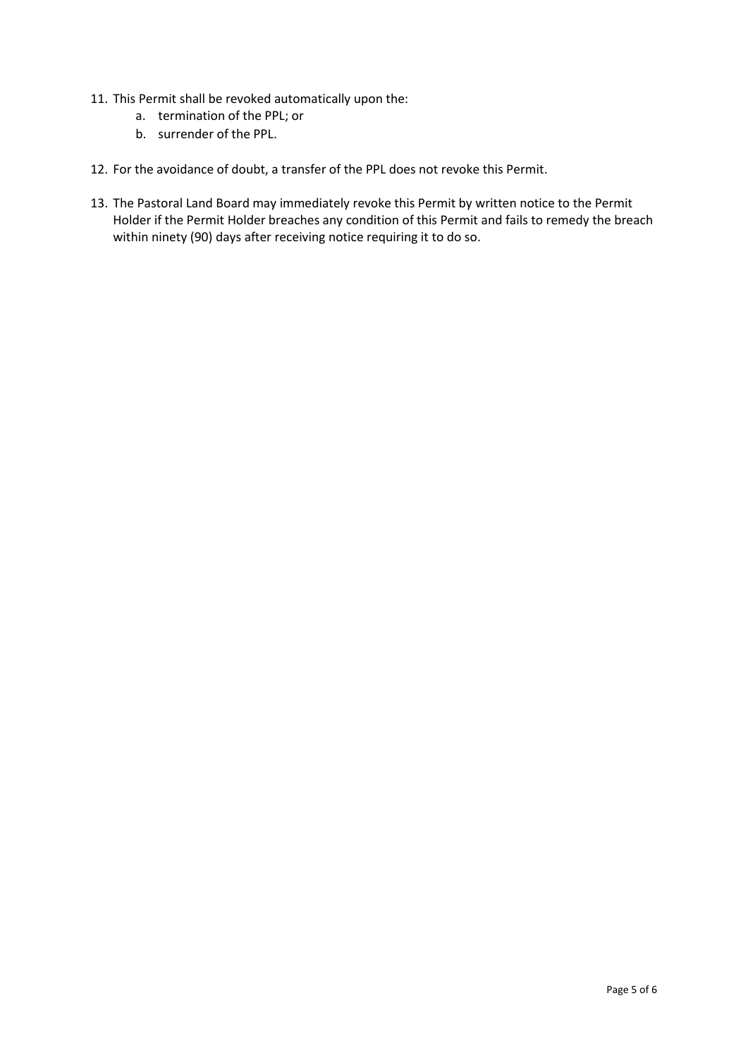11. This Permit shall be revoked automatically upon the:
    a. termination of the PPL; or
    b. surrender of the PPL.

12. For the avoidance of doubt, a transfer of the PPL does not revoke this Permit.

13. The Pastoral Land Board may immediately revoke this Permit by written notice to the Permit Holder if the Permit Holder breaches any condition of this Permit and fails to remedy the breach within ninety (90) days after receiving notice requiring it to do so.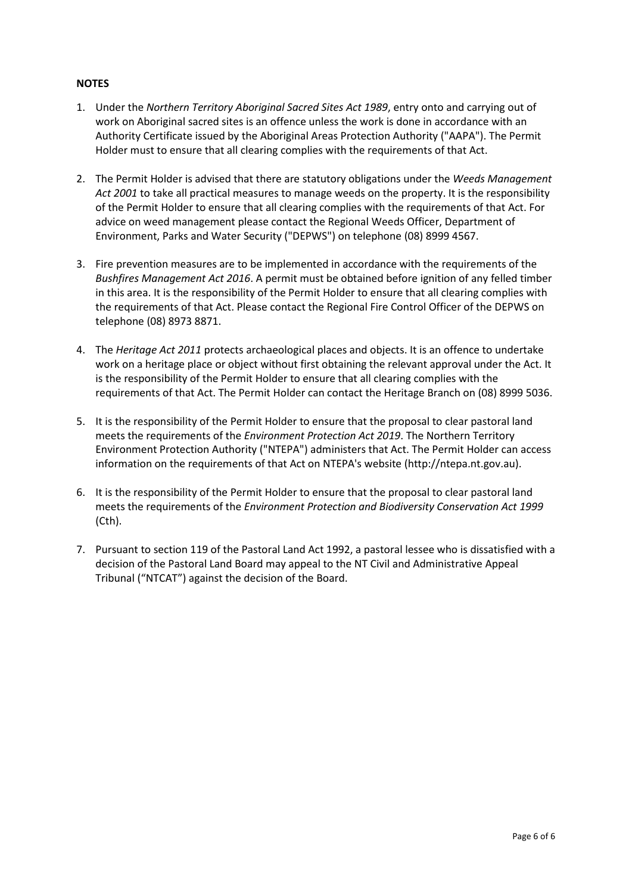**NOTES**

1. Under the *Northern Territory Aboriginal Sacred Sites Act 1989*, entry onto and carrying out of work on Aboriginal sacred sites is an offence unless the work is done in accordance with an Authority Certificate issued by the Aboriginal Areas Protection Authority ("AAPA"). The Permit Holder must to ensure that all clearing complies with the requirements of that Act.

2. The Permit Holder is advised that there are statutory obligations under the *Weeds Management Act 2001* to take all practical measures to manage weeds on the property. It is the responsibility of the Permit Holder to ensure that all clearing complies with the requirements of that Act. For advice on weed management please contact the Regional Weeds Officer, Department of Environment, Parks and Water Security ("DEPWS") on telephone (08) 8999 4567.

3. Fire prevention measures are to be implemented in accordance with the requirements of the *Bushfires Management Act 2016*. A permit must be obtained before ignition of any felled timber in this area. It is the responsibility of the Permit Holder to ensure that all clearing complies with the requirements of that Act. Please contact the Regional Fire Control Officer of the DEPWS on telephone (08) 8973 8871.

4. The *Heritage Act 2011* protects archaeological places and objects. It is an offence to undertake work on a heritage place or object without first obtaining the relevant approval under the Act. It is the responsibility of the Permit Holder to ensure that all clearing complies with the requirements of that Act. The Permit Holder can contact the Heritage Branch on (08) 8999 5036.

5. It is the responsibility of the Permit Holder to ensure that the proposal to clear pastoral land meets the requirements of the *Environment Protection Act 2019*. The Northern Territory Environment Protection Authority ("NTEPA") administers that Act. The Permit Holder can access information on the requirements of that Act on NTEPA's website (http://ntepa.nt.gov.au).

6. It is the responsibility of the Permit Holder to ensure that the proposal to clear pastoral land meets the requirements of the *Environment Protection and Biodiversity Conservation Act 1999* (Cth).

7. Pursuant to section 119 of the Pastoral Land Act 1992, a pastoral lessee who is dissatisfied with a decision of the Pastoral Land Board may appeal to the NT Civil and Administrative Appeal Tribunal ("NTCAT") against the decision of the Board.